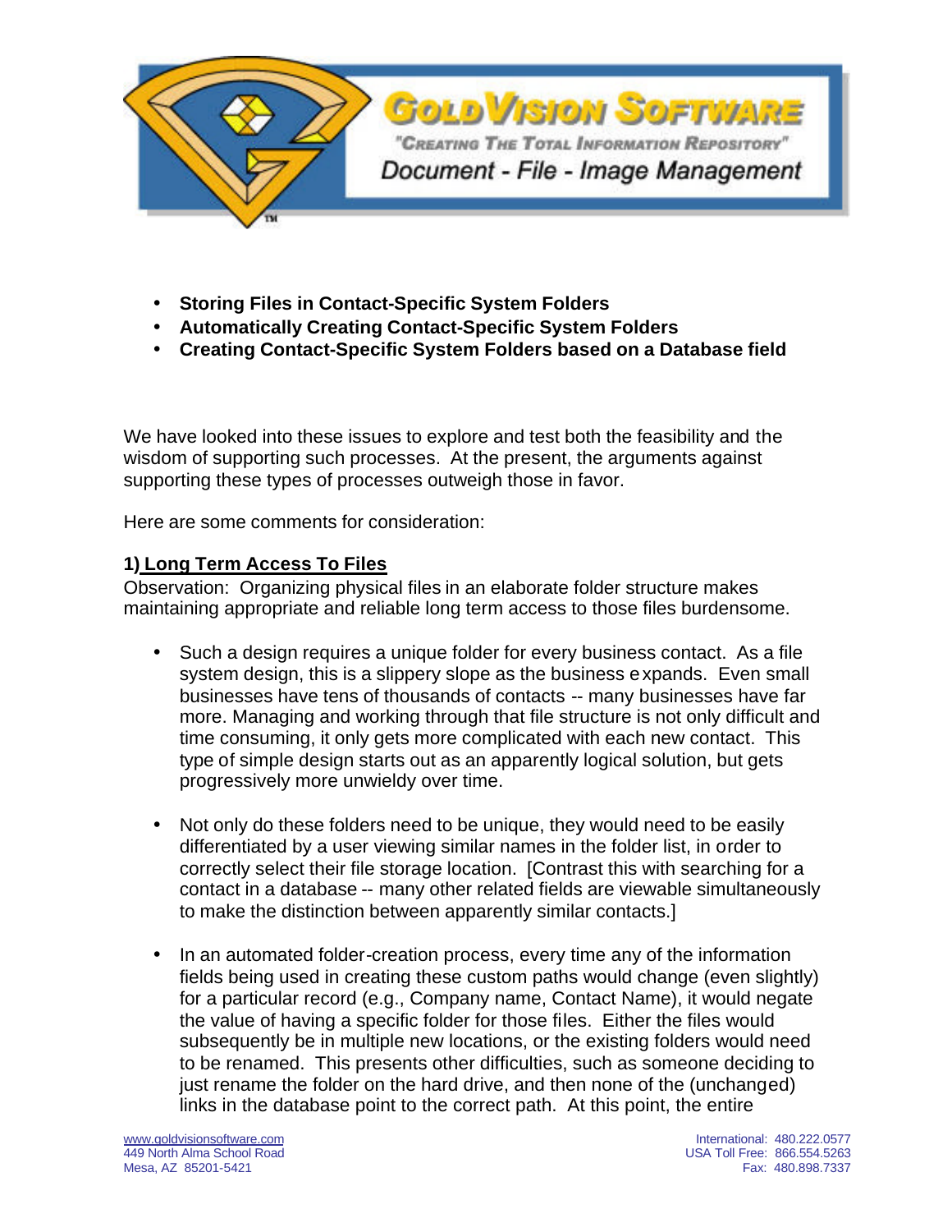# GoldVision Software

"Creating The Total Information Repository"

Document - File - Image Management

- **Storing Files in Contact-Specific System Folders**
- **Automatically Creating Contact-Specific System Folders**
- **Creating Contact-Specific System Folders based on a Database field**

We have looked into these issues to explore and test both the feasibility and the wisdom of supporting such processes. At the present, the arguments against supporting these types of processes outweigh those in favor.

Here are some comments for consideration:

## 1) Long Term Access To Files

Observation: Organizing physical files in an elaborate folder structure makes maintaining appropriate and reliable long term access to those files burdensome.

- Such a design requires a unique folder for every business contact. As a file system design, this is a slippery slope as the business expands. Even small businesses have tens of thousands of contacts -- many businesses have far more. Managing and working through that file structure is not only difficult and time consuming, it only gets more complicated with each new contact. This type of simple design starts out as an apparently logical solution, but gets progressively more unwieldy over time.

- Not only do these folders need to be unique, they would need to be easily differentiated by a user viewing similar names in the folder list, in order to correctly select their file storage location. [Contrast this with searching for a contact in a database -- many other related fields are viewable simultaneously to make the distinction between apparently similar contacts.]

- In an automated folder-creation process, every time any of the information fields being used in creating these custom paths would change (even slightly) for a particular record (e.g., Company name, Contact Name), it would negate the value of having a specific folder for those files. Either the files would subsequently be in multiple new locations, or the existing folders would need to be renamed. This presents other difficulties, such as someone deciding to just rename the folder on the hard drive, and then none of the (unchanged) links in the database point to the correct path. At this point, the entire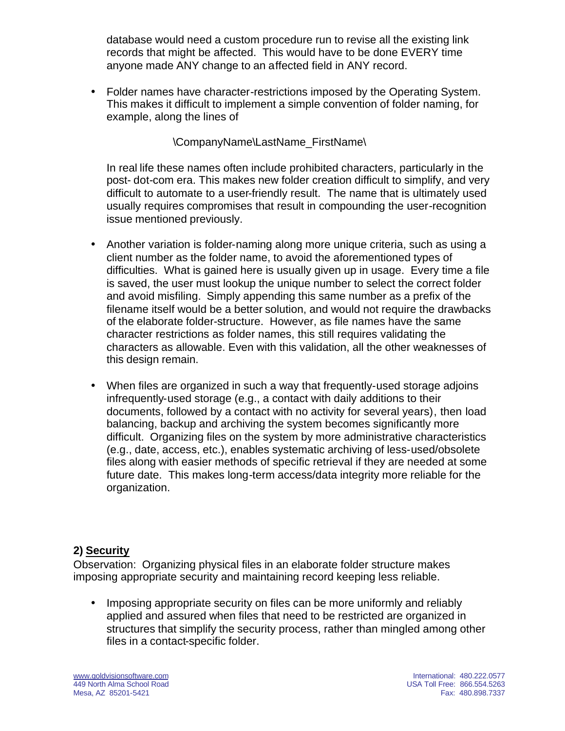database would need a custom procedure run to revise all the existing link records that might be affected. This would have to be done EVERY time anyone made ANY change to an affected field in ANY record.

- Folder names have character-restrictions imposed by the Operating System. This makes it difficult to implement a simple convention of folder naming, for example, along the lines of

  \CompanyName\LastName_FirstName\

  In real life these names often include prohibited characters, particularly in the post- dot-com era. This makes new folder creation difficult to simplify, and very difficult to automate to a user-friendly result. The name that is ultimately used usually requires compromises that result in compounding the user-recognition issue mentioned previously.

- Another variation is folder-naming along more unique criteria, such as using a client number as the folder name, to avoid the aforementioned types of difficulties. What is gained here is usually given up in usage. Every time a file is saved, the user must lookup the unique number to select the correct folder and avoid misfiling. Simply appending this same number as a prefix of the filename itself would be a better solution, and would not require the drawbacks of the elaborate folder-structure. However, as file names have the same character restrictions as folder names, this still requires validating the characters as allowable. Even with this validation, all the other weaknesses of this design remain.

- When files are organized in such a way that frequently-used storage adjoins infrequently-used storage (e.g., a contact with daily additions to their documents, followed by a contact with no activity for several years), then load balancing, backup and archiving the system becomes significantly more difficult. Organizing files on the system by more administrative characteristics (e.g., date, access, etc.), enables systematic archiving of less-used/obsolete files along with easier methods of specific retrieval if they are needed at some future date. This makes long-term access/data integrity more reliable for the organization.

### 2) Security

Observation: Organizing physical files in an elaborate folder structure makes imposing appropriate security and maintaining record keeping less reliable.

- Imposing appropriate security on files can be more uniformly and reliably applied and assured when files that need to be restricted are organized in structures that simplify the security process, rather than mingled among other files in a contact-specific folder.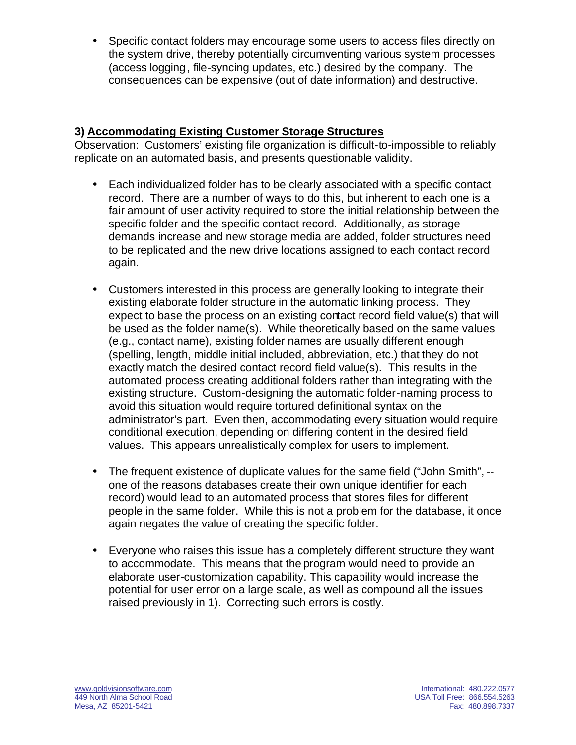- Specific contact folders may encourage some users to access files directly on the system drive, thereby potentially circumventing various system processes (access logging, file-syncing updates, etc.) desired by the company. The consequences can be expensive (out of date information) and destructive.

### 3) Accommodating Existing Customer Storage Structures

Observation: Customers' existing file organization is difficult-to-impossible to reliably replicate on an automated basis, and presents questionable validity.

- Each individualized folder has to be clearly associated with a specific contact record. There are a number of ways to do this, but inherent to each one is a fair amount of user activity required to store the initial relationship between the specific folder and the specific contact record. Additionally, as storage demands increase and new storage media are added, folder structures need to be replicated and the new drive locations assigned to each contact record again.

- Customers interested in this process are generally looking to integrate their existing elaborate folder structure in the automatic linking process. They expect to base the process on an existing contact record field value(s) that will be used as the folder name(s). While theoretically based on the same values (e.g., contact name), existing folder names are usually different enough (spelling, length, middle initial included, abbreviation, etc.) that they do not exactly match the desired contact record field value(s). This results in the automated process creating additional folders rather than integrating with the existing structure. Custom-designing the automatic folder-naming process to avoid this situation would require tortured definitional syntax on the administrator's part. Even then, accommodating every situation would require conditional execution, depending on differing content in the desired field values. This appears unrealistically complex for users to implement.

- The frequent existence of duplicate values for the same field ("John Smith", -- one of the reasons databases create their own unique identifier for each record) would lead to an automated process that stores files for different people in the same folder. While this is not a problem for the database, it once again negates the value of creating the specific folder.

- Everyone who raises this issue has a completely different structure they want to accommodate. This means that the program would need to provide an elaborate user-customization capability. This capability would increase the potential for user error on a large scale, as well as compound all the issues raised previously in 1). Correcting such errors is costly.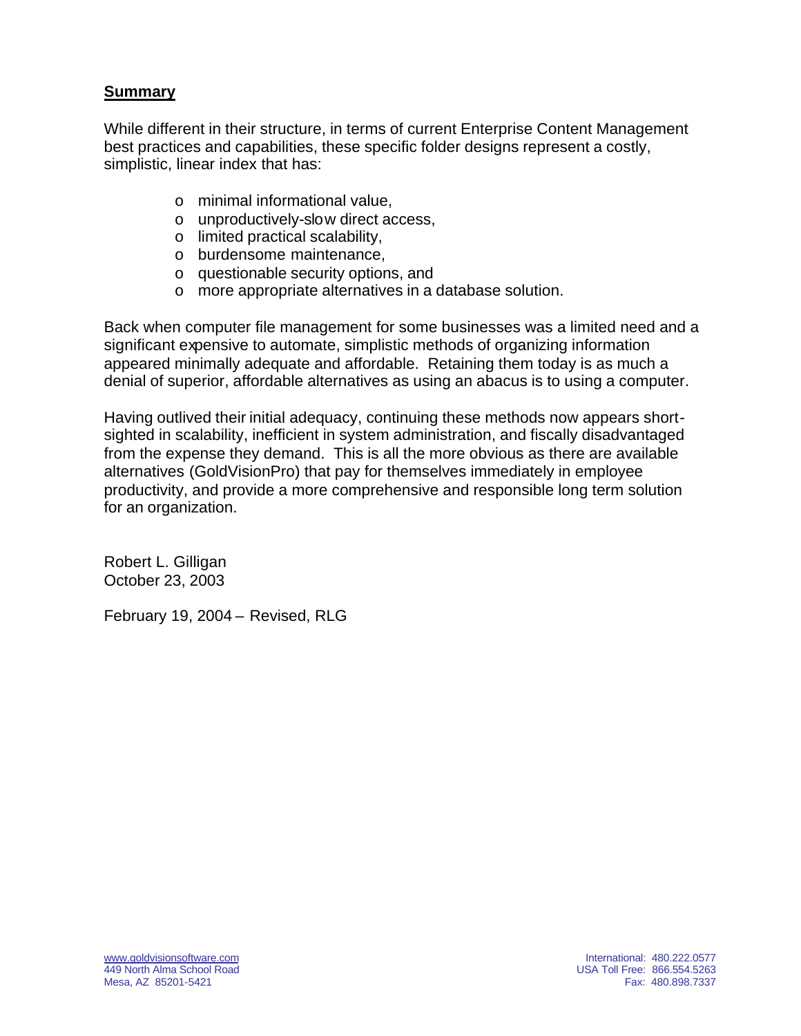## Summary

While different in their structure, in terms of current Enterprise Content Management best practices and capabilities, these specific folder designs represent a costly, simplistic, linear index that has:

- minimal informational value,
- unproductively-slow direct access,
- limited practical scalability,
- burdensome maintenance,
- questionable security options, and
- more appropriate alternatives in a database solution.

Back when computer file management for some businesses was a limited need and a significant expensive to automate, simplistic methods of organizing information appeared minimally adequate and affordable. Retaining them today is as much a denial of superior, affordable alternatives as using an abacus is to using a computer.

Having outlived their initial adequacy, continuing these methods now appears short-sighted in scalability, inefficient in system administration, and fiscally disadvantaged from the expense they demand. This is all the more obvious as there are available alternatives (GoldVisionPro) that pay for themselves immediately in employee productivity, and provide a more comprehensive and responsible long term solution for an organization.

Robert L. Gilligan
October 23, 2003

February 19, 2004 – Revised, RLG

www.goldvisionsoftware.com
449 North Alma School Road
Mesa, AZ 85201-5421

International: 480.222.0577
USA Toll Free: 866.554.5263
Fax: 480.898.7337